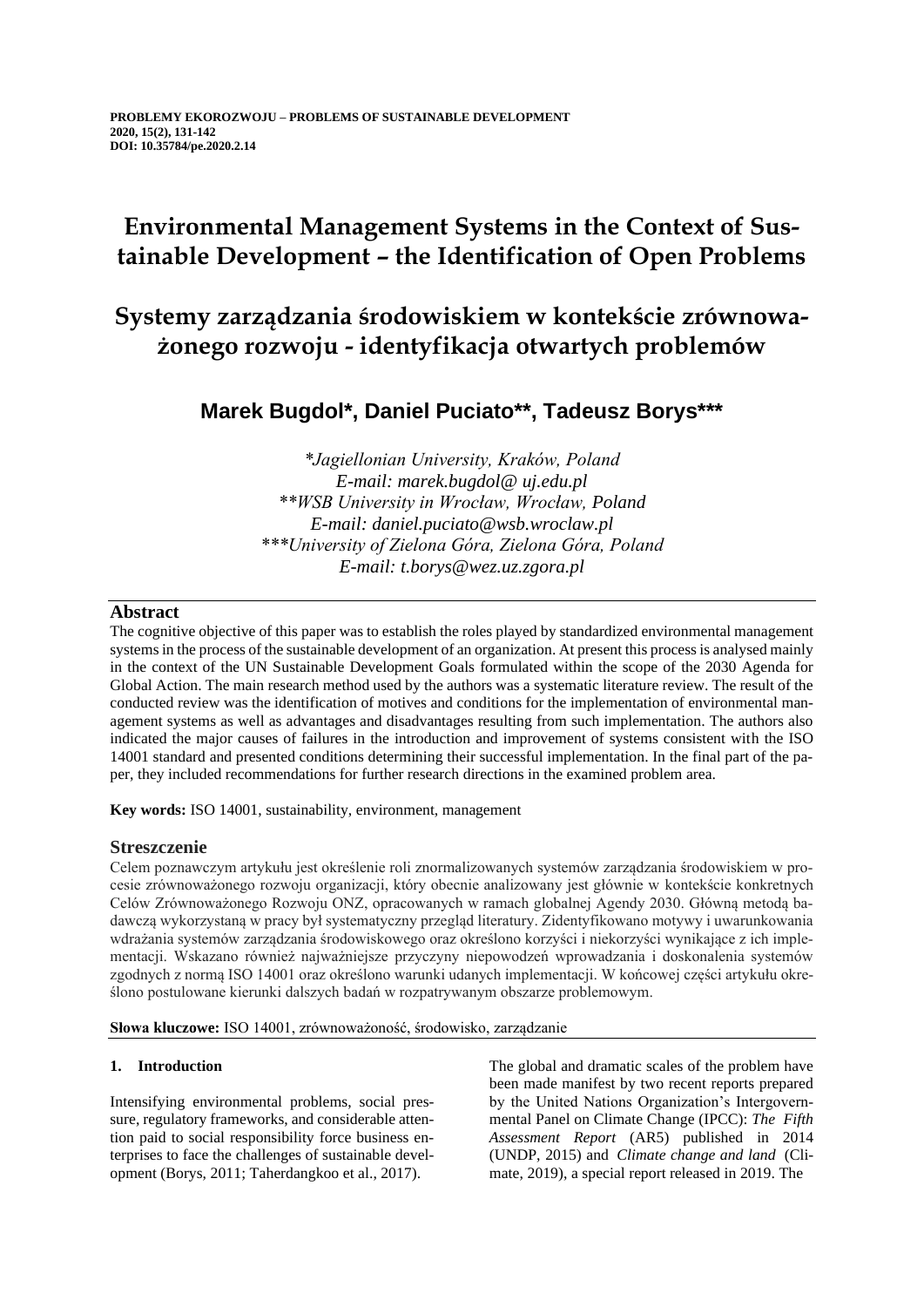**PROBLEMY EKOROZWOJU – PROBLEMS OF SUSTAINABLE DEVELOPMENT**
**2020, 15(2), 131-142**
**DOI: 10.35784/pe.2020.2.14**

# Environmental Management Systems in the Context of Sustainable Development – the Identification of Open Problems

# Systemy zarządzania środowiskiem w kontekście zrównoważonego rozwoju - identyfikacja otwartych problemów

**Marek Bugdol\*, Daniel Puciato\*\*, Tadeusz Borys\*\*\***

*\*Jagiellonian University, Kraków, Poland*
*E-mail: marek.bugdol@ uj.edu.pl*
*\*\*WSB University in Wrocław, Wrocław, Poland*
*E-mail: daniel.puciato@wsb.wroclaw.pl*
*\*\*\*University of Zielona Góra, Zielona Góra, Poland*
*E-mail: t.borys@wez.uz.zgora.pl*

## Abstract

The cognitive objective of this paper was to establish the roles played by standardized environmental management systems in the process of the sustainable development of an organization. At present this process is analysed mainly in the context of the UN Sustainable Development Goals formulated within the scope of the 2030 Agenda for Global Action. The main research method used by the authors was a systematic literature review. The result of the conducted review was the identification of motives and conditions for the implementation of environmental management systems as well as advantages and disadvantages resulting from such implementation. The authors also indicated the major causes of failures in the introduction and improvement of systems consistent with the ISO 14001 standard and presented conditions determining their successful implementation. In the final part of the paper, they included recommendations for further research directions in the examined problem area.

**Key words:** ISO 14001, sustainability, environment, management

## Streszczenie

Celem poznawczym artykułu jest określenie roli znormalizowanych systemów zarządzania środowiskiem w procesie zrównoważonego rozwoju organizacji, który obecnie analizowany jest głównie w kontekście konkretnych Celów Zrównoważonego Rozwoju ONZ, opracowanych w ramach globalnej Agendy 2030. Główną metodą badawczą wykorzystaną w pracy był systematyczny przegląd literatury. Zidentyfikowano motywy i uwarunkowania wdrażania systemów zarządzania środowiskowego oraz określono korzyści i niekorzyści wynikające z ich implementacji. Wskazano również najważniejsze przyczyny niepowodzeń wprowadzania i doskonalenia systemów zgodnych z normą ISO 14001 oraz określono warunki udanych implementacji. W końcowej części artykułu określono postulowane kierunki dalszych badań w rozpatrywanym obszarze problemowym.

**Słowa kluczowe:** ISO 14001, zrównoważoność, środowisko, zarządzanie

### 1. Introduction

Intensifying environmental problems, social pressure, regulatory frameworks, and considerable attention paid to social responsibility force business enterprises to face the challenges of sustainable development (Borys, 2011; Taherdangkoo et al., 2017).

The global and dramatic scales of the problem have been made manifest by two recent reports prepared by the United Nations Organization's Intergovernmental Panel on Climate Change (IPCC): *The Fifth Assessment Report* (AR5) published in 2014 (UNDP, 2015) and *Climate change and land* (Climate, 2019), a special report released in 2019. The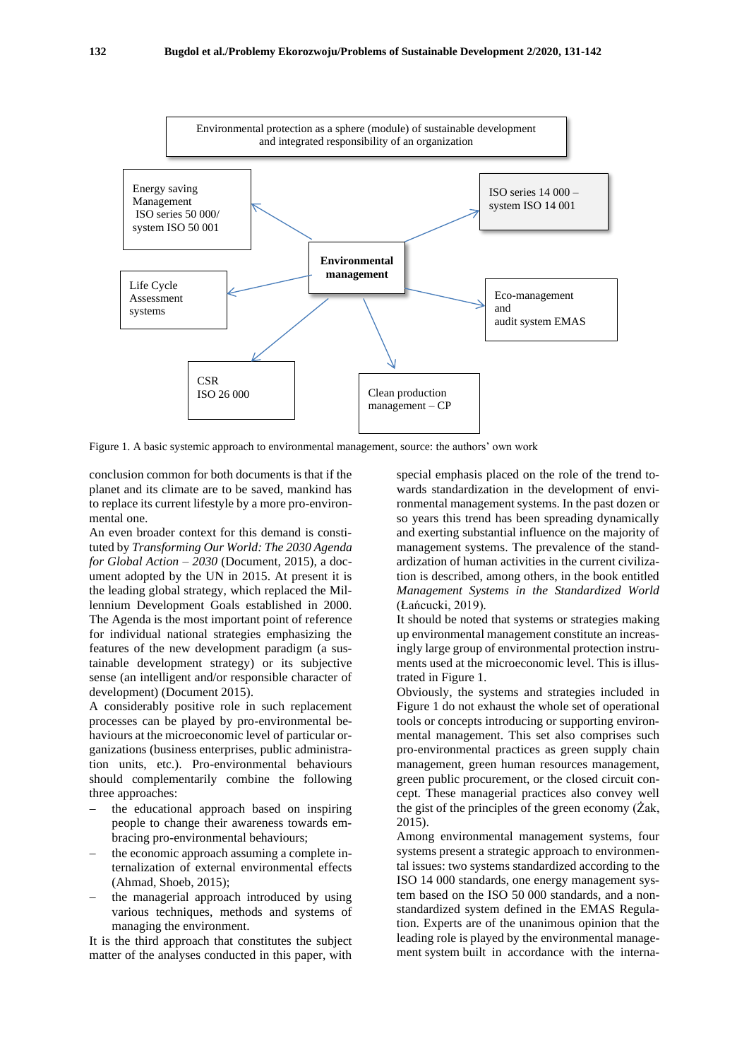Environmental protection as a sphere (module) of sustainable development and integrated responsibility of an organization

**Environmental management**

Energy saving Management ISO series 50 000/ system ISO 50 001

ISO series 14 000 – system ISO 14 001

Life Cycle Assessment systems

Eco-management and audit system EMAS

CSR ISO 26 000

Clean production management – CP

Figure 1. A basic systemic approach to environmental management, source: the authors' own work

conclusion common for both documents is that if the planet and its climate are to be saved, mankind has to replace its current lifestyle by a more pro-environmental one.

An even broader context for this demand is constituted by *Transforming Our World: The 2030 Agenda for Global Action – 2030* (Document, 2015), a document adopted by the UN in 2015. At present it is the leading global strategy, which replaced the Millennium Development Goals established in 2000. The Agenda is the most important point of reference for individual national strategies emphasizing the features of the new development paradigm (a sustainable development strategy) or its subjective sense (an intelligent and/or responsible character of development) (Document 2015).

A considerably positive role in such replacement processes can be played by pro-environmental behaviours at the microeconomic level of particular organizations (business enterprises, public administration units, etc.). Pro-environmental behaviours should complementarily combine the following three approaches:

- the educational approach based on inspiring people to change their awareness towards embracing pro-environmental behaviours;
- the economic approach assuming a complete internalization of external environmental effects (Ahmad, Shoeb, 2015);
- the managerial approach introduced by using various techniques, methods and systems of managing the environment.

It is the third approach that constitutes the subject matter of the analyses conducted in this paper, with special emphasis placed on the role of the trend towards standardization in the development of environmental management systems. In the past dozen or so years this trend has been spreading dynamically and exerting substantial influence on the majority of management systems. The prevalence of the standardization of human activities in the current civilization is described, among others, in the book entitled *Management Systems in the Standardized World* (Łańcucki, 2019).

It should be noted that systems or strategies making up environmental management constitute an increasingly large group of environmental protection instruments used at the microeconomic level. This is illustrated in Figure 1.

Obviously, the systems and strategies included in Figure 1 do not exhaust the whole set of operational tools or concepts introducing or supporting environmental management. This set also comprises such pro-environmental practices as green supply chain management, green human resources management, green public procurement, or the closed circuit concept. These managerial practices also convey well the gist of the principles of the green economy (Żak, 2015).

Among environmental management systems, four systems present a strategic approach to environmental issues: two systems standardized according to the ISO 14 000 standards, one energy management system based on the ISO 50 000 standards, and a non-standardized system defined in the EMAS Regulation. Experts are of the unanimous opinion that the leading role is played by the environmental management system built in accordance with the interna-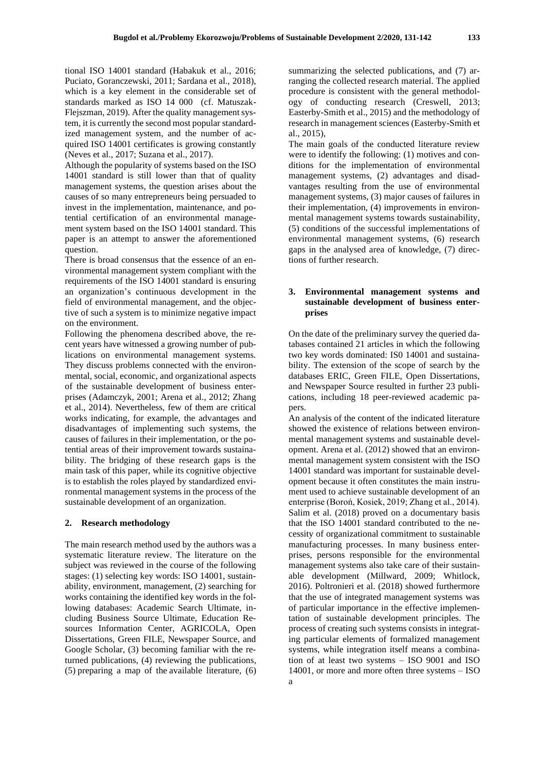tional ISO 14001 standard (Habakuk et al., 2016; Puciato, Goranczewski, 2011; Sardana et al., 2018), which is a key element in the considerable set of standards marked as ISO 14 000 (cf. Matuszak-Flejszman, 2019). After the quality management system, it is currently the second most popular standardized management system, and the number of acquired ISO 14001 certificates is growing constantly (Neves et al., 2017; Suzana et al., 2017).

Although the popularity of systems based on the ISO 14001 standard is still lower than that of quality management systems, the question arises about the causes of so many entrepreneurs being persuaded to invest in the implementation, maintenance, and potential certification of an environmental management system based on the ISO 14001 standard. This paper is an attempt to answer the aforementioned question.

There is broad consensus that the essence of an environmental management system compliant with the requirements of the ISO 14001 standard is ensuring an organization's continuous development in the field of environmental management, and the objective of such a system is to minimize negative impact on the environment.

Following the phenomena described above, the recent years have witnessed a growing number of publications on environmental management systems. They discuss problems connected with the environmental, social, economic, and organizational aspects of the sustainable development of business enterprises (Adamczyk, 2001; Arena et al., 2012; Zhang et al., 2014). Nevertheless, few of them are critical works indicating, for example, the advantages and disadvantages of implementing such systems, the causes of failures in their implementation, or the potential areas of their improvement towards sustainability. The bridging of these research gaps is the main task of this paper, while its cognitive objective is to establish the roles played by standardized environmental management systems in the process of the sustainable development of an organization.

## 2. Research methodology

The main research method used by the authors was a systematic literature review. The literature on the subject was reviewed in the course of the following stages: (1) selecting key words: ISO 14001, sustainability, environment, management, (2) searching for works containing the identified key words in the following databases: Academic Search Ultimate, including Business Source Ultimate, Education Resources Information Center, AGRICOLA, Open Dissertations, Green FILE, Newspaper Source, and Google Scholar, (3) becoming familiar with the returned publications, (4) reviewing the publications, (5) preparing a map of the available literature, (6) summarizing the selected publications, and (7) arranging the collected research material. The applied procedure is consistent with the general methodology of conducting research (Creswell, 2013; Easterby-Smith et al., 2015) and the methodology of research in management sciences (Easterby-Smith et al., 2015),

The main goals of the conducted literature review were to identify the following: (1) motives and conditions for the implementation of environmental management systems, (2) advantages and disadvantages resulting from the use of environmental management systems, (3) major causes of failures in their implementation, (4) improvements in environmental management systems towards sustainability, (5) conditions of the successful implementations of environmental management systems, (6) research gaps in the analysed area of knowledge, (7) directions of further research.

## 3. Environmental management systems and sustainable development of business enterprises

On the date of the preliminary survey the queried databases contained 21 articles in which the following two key words dominated: IS0 14001 and sustainability. The extension of the scope of search by the databases ERIC, Green FILE, Open Dissertations, and Newspaper Source resulted in further 23 publications, including 18 peer-reviewed academic papers.

An analysis of the content of the indicated literature showed the existence of relations between environmental management systems and sustainable development. Arena et al. (2012) showed that an environmental management system consistent with the ISO 14001 standard was important for sustainable development because it often constitutes the main instrument used to achieve sustainable development of an enterprise (Boroń, Kosiek, 2019; Zhang et al., 2014). Salim et al. (2018) proved on a documentary basis that the ISO 14001 standard contributed to the necessity of organizational commitment to sustainable manufacturing processes. In many business enterprises, persons responsible for the environmental management systems also take care of their sustainable development (Millward, 2009; Whitlock, 2016). Poltronieri et al. (2018) showed furthermore that the use of integrated management systems was of particular importance in the effective implementation of sustainable development principles. The process of creating such systems consists in integrating particular elements of formalized management systems, while integration itself means a combination of at least two systems – ISO 9001 and ISO 14001, or more and more often three systems – ISO a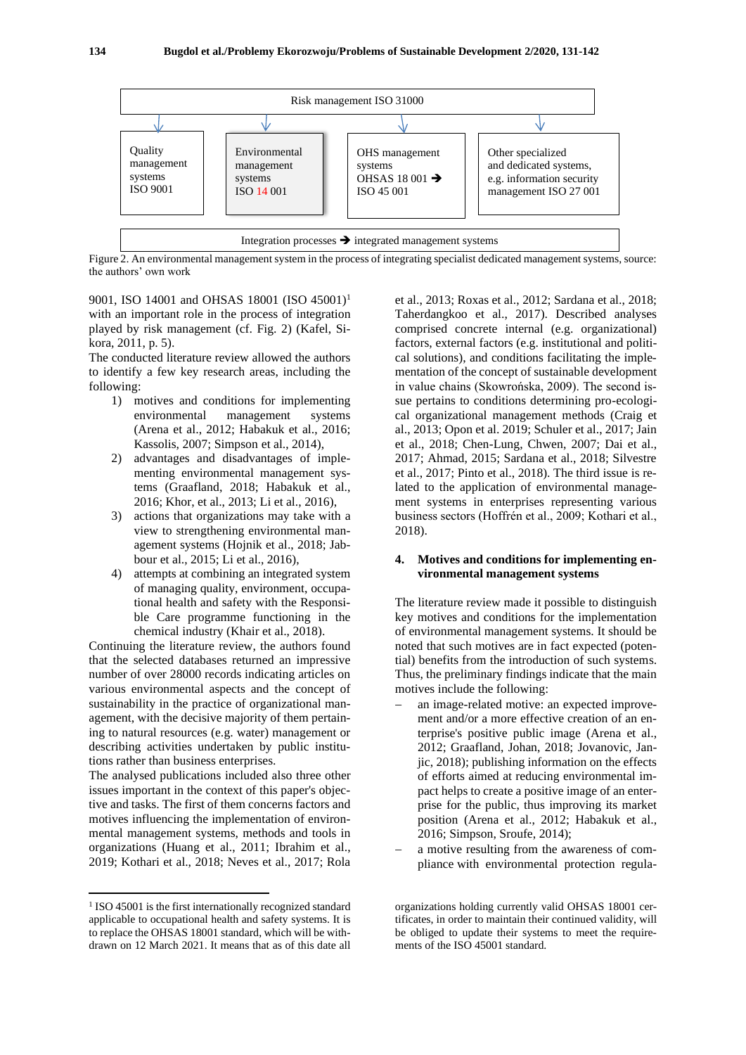Risk management ISO 31000

Quality management systems ISO 9001

Environmental management systems ISO 14 001

OHS management systems OHSAS 18 001 ➔ ISO 45 001

Other specialized and dedicated systems, e.g. information security management ISO 27 001

Integration processes ➔ integrated management systems

Figure 2. An environmental management system in the process of integrating specialist dedicated management systems, source: the authors' own work

9001, ISO 14001 and OHSAS 18001 (ISO 45001)[1] with an important role in the process of integration played by risk management (cf. Fig. 2) (Kafel, Sikora, 2011, p. 5).

The conducted literature review allowed the authors to identify a few key research areas, including the following:

1) motives and conditions for implementing environmental management systems (Arena et al., 2012; Habakuk et al., 2016; Kassolis, 2007; Simpson et al., 2014),
2) advantages and disadvantages of implementing environmental management systems (Graafland, 2018; Habakuk et al., 2016; Khor, et al., 2013; Li et al., 2016),
3) actions that organizations may take with a view to strengthening environmental management systems (Hojnik et al., 2018; Jabbour et al., 2015; Li et al., 2016),
4) attempts at combining an integrated system of managing quality, environment, occupational health and safety with the Responsible Care programme functioning in the chemical industry (Khair et al., 2018).

Continuing the literature review, the authors found that the selected databases returned an impressive number of over 28000 records indicating articles on various environmental aspects and the concept of sustainability in the practice of organizational management, with the decisive majority of them pertaining to natural resources (e.g. water) management or describing activities undertaken by public institutions rather than business enterprises.

The analysed publications included also three other issues important in the context of this paper's objective and tasks. The first of them concerns factors and motives influencing the implementation of environmental management systems, methods and tools in organizations (Huang et al., 2011; Ibrahim et al., 2019; Kothari et al., 2018; Neves et al., 2017; Rola et al., 2013; Roxas et al., 2012; Sardana et al., 2018; Taherdangkoo et al., 2017). Described analyses comprised concrete internal (e.g. organizational) factors, external factors (e.g. institutional and political solutions), and conditions facilitating the implementation of the concept of sustainable development in value chains (Skowrońska, 2009). The second issue pertains to conditions determining pro-ecological organizational management methods (Craig et al., 2013; Opon et al. 2019; Schuler et al., 2017; Jain et al., 2018; Chen-Lung, Chwen, 2007; Dai et al., 2017; Ahmad, 2015; Sardana et al., 2018; Silvestre et al., 2017; Pinto et al., 2018). The third issue is related to the application of environmental management systems in enterprises representing various business sectors (Hoffrén et al., 2009; Kothari et al., 2018).

## 4. Motives and conditions for implementing environmental management systems

The literature review made it possible to distinguish key motives and conditions for the implementation of environmental management systems. It should be noted that such motives are in fact expected (potential) benefits from the introduction of such systems. Thus, the preliminary findings indicate that the main motives include the following:

- an image-related motive: an expected improvement and/or a more effective creation of an enterprise's positive public image (Arena et al., 2012; Graafland, Johan, 2018; Jovanovic, Janjic, 2018); publishing information on the effects of efforts aimed at reducing environmental impact helps to create a positive image of an enterprise for the public, thus improving its market position (Arena et al., 2012; Habakuk et al., 2016; Simpson, Sroufe, 2014);
- a motive resulting from the awareness of compliance with environmental protection regula-

[1] ISO 45001 is the first internationally recognized standard applicable to occupational health and safety systems. It is to replace the OHSAS 18001 standard, which will be withdrawn on 12 March 2021. It means that as of this date all organizations holding currently valid OHSAS 18001 certificates, in order to maintain their continued validity, will be obliged to update their systems to meet the requirements of the ISO 45001 standard.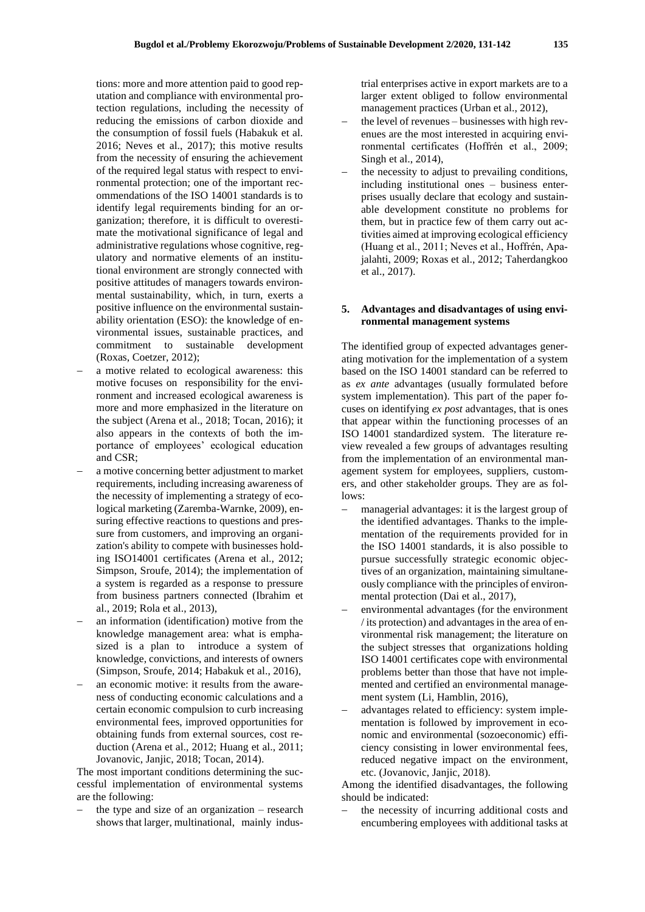tions: more and more attention paid to good reputation and compliance with environmental protection regulations, including the necessity of reducing the emissions of carbon dioxide and the consumption of fossil fuels (Habakuk et al. 2016; Neves et al., 2017); this motive results from the necessity of ensuring the achievement of the required legal status with respect to environmental protection; one of the important recommendations of the ISO 14001 standards is to identify legal requirements binding for an organization; therefore, it is difficult to overestimate the motivational significance of legal and administrative regulations whose cognitive, regulatory and normative elements of an institutional environment are strongly connected with positive attitudes of managers towards environmental sustainability, which, in turn, exerts a positive influence on the environmental sustainability orientation (ESO): the knowledge of environmental issues, sustainable practices, and commitment to sustainable development (Roxas, Coetzer, 2012);

- a motive related to ecological awareness: this motive focuses on responsibility for the environment and increased ecological awareness is more and more emphasized in the literature on the subject (Arena et al., 2018; Tocan, 2016); it also appears in the contexts of both the importance of employees' ecological education and CSR;
- a motive concerning better adjustment to market requirements, including increasing awareness of the necessity of implementing a strategy of ecological marketing (Zaremba-Warnke, 2009), ensuring effective reactions to questions and pressure from customers, and improving an organization's ability to compete with businesses holding ISO14001 certificates (Arena et al., 2012; Simpson, Sroufe, 2014); the implementation of a system is regarded as a response to pressure from business partners connected (Ibrahim et al., 2019; Rola et al., 2013),
- an information (identification) motive from the knowledge management area: what is emphasized is a plan to introduce a system of knowledge, convictions, and interests of owners (Simpson, Sroufe, 2014; Habakuk et al., 2016),
- an economic motive: it results from the awareness of conducting economic calculations and a certain economic compulsion to curb increasing environmental fees, improved opportunities for obtaining funds from external sources, cost reduction (Arena et al., 2012; Huang et al., 2011; Jovanovic, Janjic, 2018; Tocan, 2014).

The most important conditions determining the successful implementation of environmental systems are the following:

- the type and size of an organization – research shows that larger, multinational, mainly industrial enterprises active in export markets are to a larger extent obliged to follow environmental management practices (Urban et al., 2012),
- the level of revenues – businesses with high revenues are the most interested in acquiring environmental certificates (Hoffrén et al., 2009; Singh et al., 2014),
- the necessity to adjust to prevailing conditions, including institutional ones – business enterprises usually declare that ecology and sustainable development constitute no problems for them, but in practice few of them carry out activities aimed at improving ecological efficiency (Huang et al., 2011; Neves et al., Hoffrén, Apajalahti, 2009; Roxas et al., 2012; Taherdangkoo et al., 2017).

## 5. Advantages and disadvantages of using environmental management systems

The identified group of expected advantages generating motivation for the implementation of a system based on the ISO 14001 standard can be referred to as *ex ante* advantages (usually formulated before system implementation). This part of the paper focuses on identifying *ex post* advantages, that is ones that appear within the functioning processes of an ISO 14001 standardized system. The literature review revealed a few groups of advantages resulting from the implementation of an environmental management system for employees, suppliers, customers, and other stakeholder groups. They are as follows:

- managerial advantages: it is the largest group of the identified advantages. Thanks to the implementation of the requirements provided for in the ISO 14001 standards, it is also possible to pursue successfully strategic economic objectives of an organization, maintaining simultaneously compliance with the principles of environmental protection (Dai et al., 2017),
- environmental advantages (for the environment / its protection) and advantages in the area of environmental risk management; the literature on the subject stresses that organizations holding ISO 14001 certificates cope with environmental problems better than those that have not implemented and certified an environmental management system (Li, Hamblin, 2016),
- advantages related to efficiency: system implementation is followed by improvement in economic and environmental (sozoeconomic) efficiency consisting in lower environmental fees, reduced negative impact on the environment, etc. (Jovanovic, Janjic, 2018).

Among the identified disadvantages, the following should be indicated:

- the necessity of incurring additional costs and encumbering employees with additional tasks at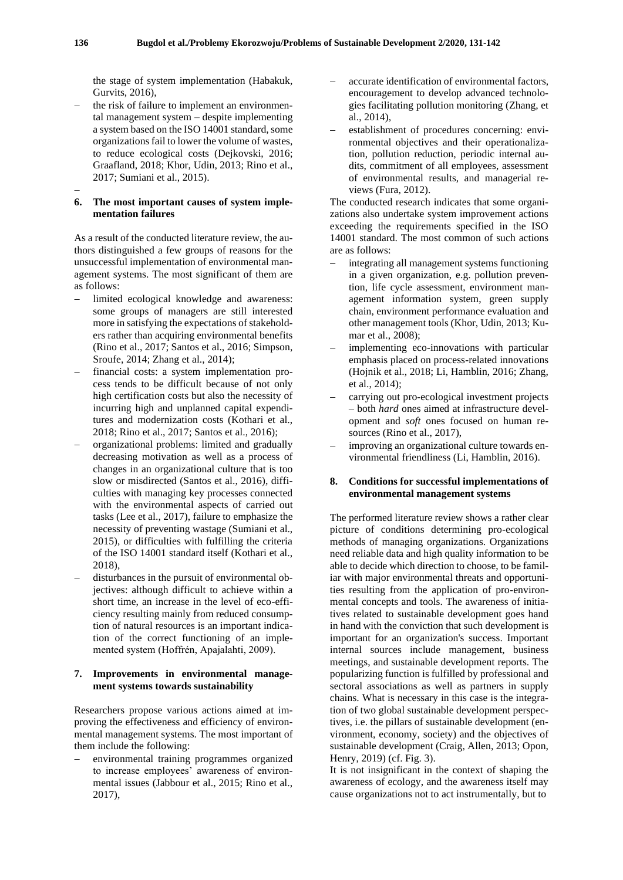the stage of system implementation (Habakuk, Gurvits, 2016),

- the risk of failure to implement an environmental management system – despite implementing a system based on the ISO 14001 standard, some organizations fail to lower the volume of wastes, to reduce ecological costs (Dejkovski, 2016; Graafland, 2018; Khor, Udin, 2013; Rino et al., 2017; Sumiani et al., 2015).

## 6. The most important causes of system implementation failures

As a result of the conducted literature review, the authors distinguished a few groups of reasons for the unsuccessful implementation of environmental management systems. The most significant of them are as follows:

- limited ecological knowledge and awareness: some groups of managers are still interested more in satisfying the expectations of stakeholders rather than acquiring environmental benefits (Rino et al., 2017; Santos et al., 2016; Simpson, Sroufe, 2014; Zhang et al., 2014);
- financial costs: a system implementation process tends to be difficult because of not only high certification costs but also the necessity of incurring high and unplanned capital expenditures and modernization costs (Kothari et al., 2018; Rino et al., 2017; Santos et al., 2016);
- organizational problems: limited and gradually decreasing motivation as well as a process of changes in an organizational culture that is too slow or misdirected (Santos et al., 2016), difficulties with managing key processes connected with the environmental aspects of carried out tasks (Lee et al., 2017), failure to emphasize the necessity of preventing wastage (Sumiani et al., 2015), or difficulties with fulfilling the criteria of the ISO 14001 standard itself (Kothari et al., 2018),
- disturbances in the pursuit of environmental objectives: although difficult to achieve within a short time, an increase in the level of eco-efficiency resulting mainly from reduced consumption of natural resources is an important indication of the correct functioning of an implemented system (Hoffrén, Apajalahti, 2009).

## 7. Improvements in environmental management systems towards sustainability

Researchers propose various actions aimed at improving the effectiveness and efficiency of environmental management systems. The most important of them include the following:

- environmental training programmes organized to increase employees' awareness of environmental issues (Jabbour et al., 2015; Rino et al., 2017),
- accurate identification of environmental factors, encouragement to develop advanced technologies facilitating pollution monitoring (Zhang, et al., 2014),
- establishment of procedures concerning: environmental objectives and their operationalization, pollution reduction, periodic internal audits, commitment of all employees, assessment of environmental results, and managerial reviews (Fura, 2012).

The conducted research indicates that some organizations also undertake system improvement actions exceeding the requirements specified in the ISO 14001 standard. The most common of such actions are as follows:

- integrating all management systems functioning in a given organization, e.g. pollution prevention, life cycle assessment, environment management information system, green supply chain, environment performance evaluation and other management tools (Khor, Udin, 2013; Kumar et al., 2008);
- implementing eco-innovations with particular emphasis placed on process-related innovations (Hojnik et al., 2018; Li, Hamblin, 2016; Zhang, et al., 2014);
- carrying out pro-ecological investment projects – both *hard* ones aimed at infrastructure development and *soft* ones focused on human resources (Rino et al., 2017),
- improving an organizational culture towards environmental friendliness (Li, Hamblin, 2016).

## 8. Conditions for successful implementations of environmental management systems

The performed literature review shows a rather clear picture of conditions determining pro-ecological methods of managing organizations. Organizations need reliable data and high quality information to be able to decide which direction to choose, to be familiar with major environmental threats and opportunities resulting from the application of pro-environmental concepts and tools. The awareness of initiatives related to sustainable development goes hand in hand with the conviction that such development is important for an organization's success. Important internal sources include management, business meetings, and sustainable development reports. The popularizing function is fulfilled by professional and sectoral associations as well as partners in supply chains. What is necessary in this case is the integration of two global sustainable development perspectives, i.e. the pillars of sustainable development (environment, economy, society) and the objectives of sustainable development (Craig, Allen, 2013; Opon, Henry, 2019) (cf. Fig. 3).

It is not insignificant in the context of shaping the awareness of ecology, and the awareness itself may cause organizations not to act instrumentally, but to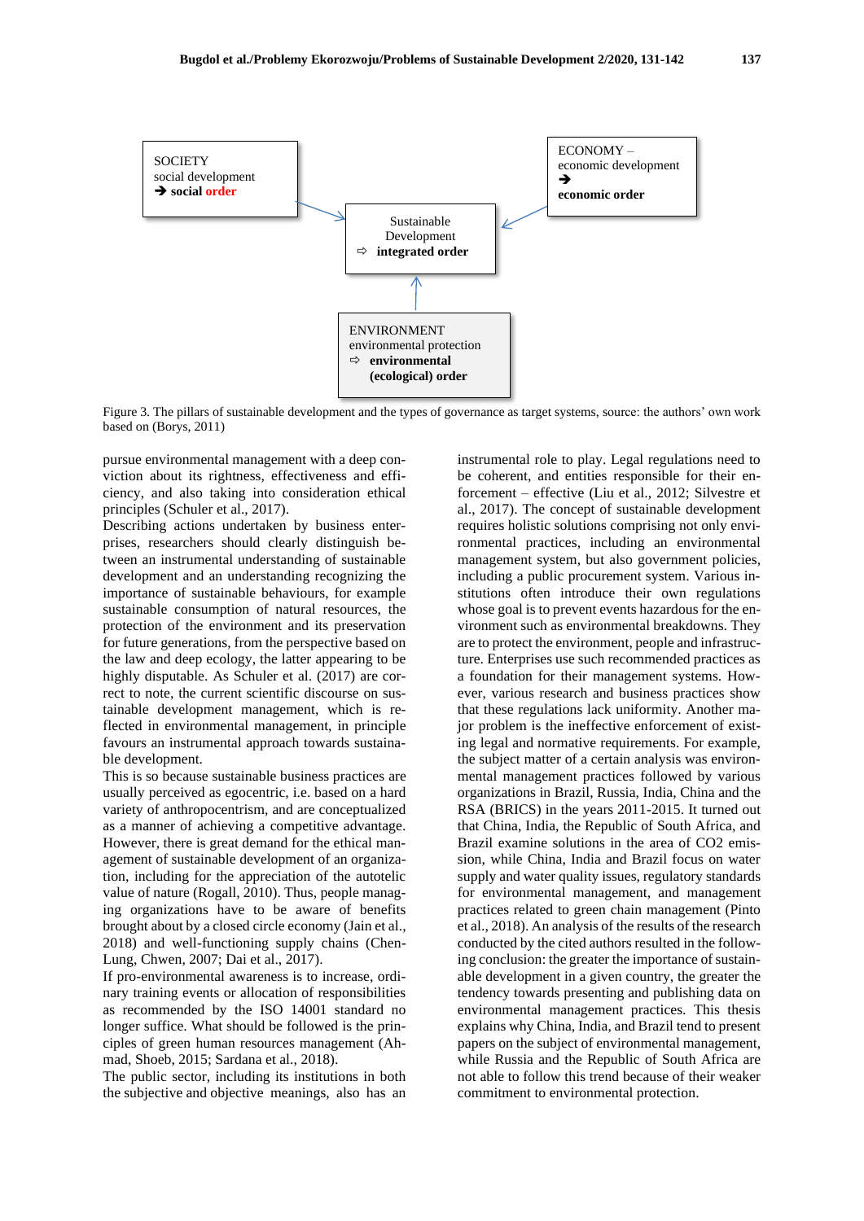SOCIETY
social development
➔ **social order**

ECONOMY –
economic development
➔
**economic order**

Sustainable
Development
⇨ **integrated order**

ENVIRONMENT
environmental protection
⇨ **environmental (ecological) order**

Figure 3. The pillars of sustainable development and the types of governance as target systems, source: the authors' own work based on (Borys, 2011)

pursue environmental management with a deep conviction about its rightness, effectiveness and efficiency, and also taking into consideration ethical principles (Schuler et al., 2017).

Describing actions undertaken by business enterprises, researchers should clearly distinguish between an instrumental understanding of sustainable development and an understanding recognizing the importance of sustainable behaviours, for example sustainable consumption of natural resources, the protection of the environment and its preservation for future generations, from the perspective based on the law and deep ecology, the latter appearing to be highly disputable. As Schuler et al. (2017) are correct to note, the current scientific discourse on sustainable development management, which is reflected in environmental management, in principle favours an instrumental approach towards sustainable development.

This is so because sustainable business practices are usually perceived as egocentric, i.e. based on a hard variety of anthropocentrism, and are conceptualized as a manner of achieving a competitive advantage. However, there is great demand for the ethical management of sustainable development of an organization, including for the appreciation of the autotelic value of nature (Rogall, 2010). Thus, people managing organizations have to be aware of benefits brought about by a closed circle economy (Jain et al., 2018) and well-functioning supply chains (Chen-Lung, Chwen, 2007; Dai et al., 2017).

If pro-environmental awareness is to increase, ordinary training events or allocation of responsibilities as recommended by the ISO 14001 standard no longer suffice. What should be followed is the principles of green human resources management (Ahmad, Shoeb, 2015; Sardana et al., 2018).

The public sector, including its institutions in both the subjective and objective meanings, also has an instrumental role to play. Legal regulations need to be coherent, and entities responsible for their enforcement – effective (Liu et al., 2012; Silvestre et al., 2017). The concept of sustainable development requires holistic solutions comprising not only environmental practices, including an environmental management system, but also government policies, including a public procurement system. Various institutions often introduce their own regulations whose goal is to prevent events hazardous for the environment such as environmental breakdowns. They are to protect the environment, people and infrastructure. Enterprises use such recommended practices as a foundation for their management systems. However, various research and business practices show that these regulations lack uniformity. Another major problem is the ineffective enforcement of existing legal and normative requirements. For example, the subject matter of a certain analysis was environmental management practices followed by various organizations in Brazil, Russia, India, China and the RSA (BRICS) in the years 2011-2015. It turned out that China, India, the Republic of South Africa, and Brazil examine solutions in the area of $CO_2$ emission, while China, India and Brazil focus on water supply and water quality issues, regulatory standards for environmental management, and management practices related to green chain management (Pinto et al., 2018). An analysis of the results of the research conducted by the cited authors resulted in the following conclusion: the greater the importance of sustainable development in a given country, the greater the tendency towards presenting and publishing data on environmental management practices. This thesis explains why China, India, and Brazil tend to present papers on the subject of environmental management, while Russia and the Republic of South Africa are not able to follow this trend because of their weaker commitment to environmental protection.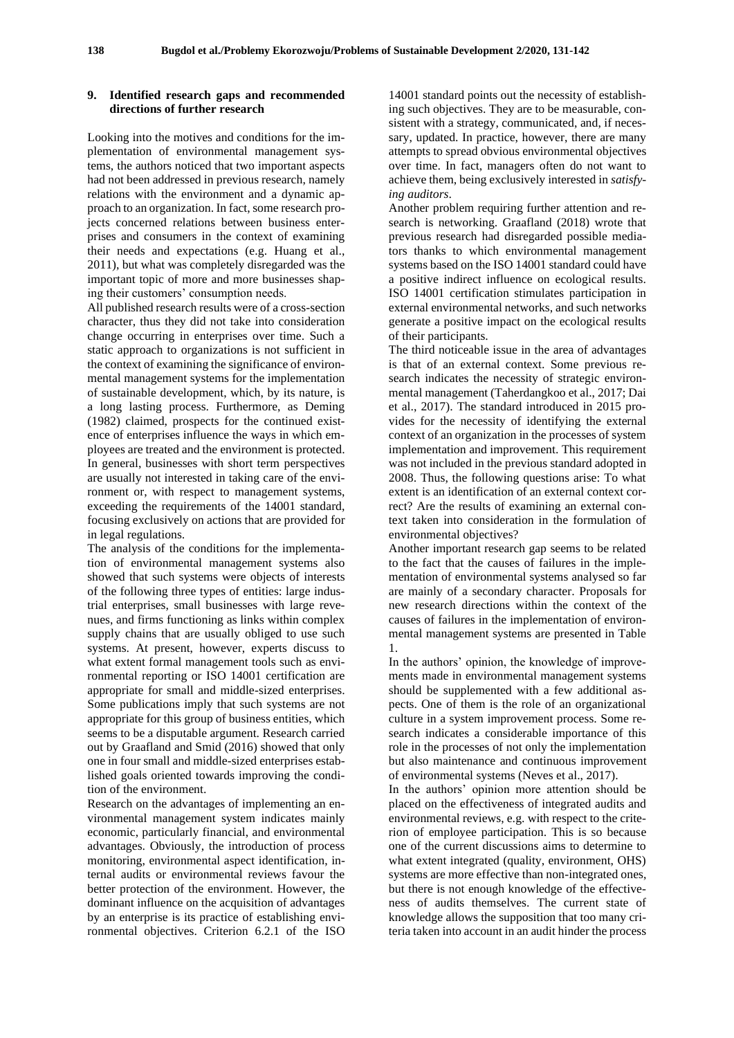## 9. Identified research gaps and recommended directions of further research

Looking into the motives and conditions for the implementation of environmental management systems, the authors noticed that two important aspects had not been addressed in previous research, namely relations with the environment and a dynamic approach to an organization. In fact, some research projects concerned relations between business enterprises and consumers in the context of examining their needs and expectations (e.g. Huang et al., 2011), but what was completely disregarded was the important topic of more and more businesses shaping their customers' consumption needs.

All published research results were of a cross-section character, thus they did not take into consideration change occurring in enterprises over time. Such a static approach to organizations is not sufficient in the context of examining the significance of environmental management systems for the implementation of sustainable development, which, by its nature, is a long lasting process. Furthermore, as Deming (1982) claimed, prospects for the continued existence of enterprises influence the ways in which employees are treated and the environment is protected. In general, businesses with short term perspectives are usually not interested in taking care of the environment or, with respect to management systems, exceeding the requirements of the 14001 standard, focusing exclusively on actions that are provided for in legal regulations.

The analysis of the conditions for the implementation of environmental management systems also showed that such systems were objects of interests of the following three types of entities: large industrial enterprises, small businesses with large revenues, and firms functioning as links within complex supply chains that are usually obliged to use such systems. At present, however, experts discuss to what extent formal management tools such as environmental reporting or ISO 14001 certification are appropriate for small and middle-sized enterprises. Some publications imply that such systems are not appropriate for this group of business entities, which seems to be a disputable argument. Research carried out by Graafland and Smid (2016) showed that only one in four small and middle-sized enterprises established goals oriented towards improving the condition of the environment.

Research on the advantages of implementing an environmental management system indicates mainly economic, particularly financial, and environmental advantages. Obviously, the introduction of process monitoring, environmental aspect identification, internal audits or environmental reviews favour the better protection of the environment. However, the dominant influence on the acquisition of advantages by an enterprise is its practice of establishing environmental objectives. Criterion 6.2.1 of the ISO 14001 standard points out the necessity of establishing such objectives. They are to be measurable, consistent with a strategy, communicated, and, if necessary, updated. In practice, however, there are many attempts to spread obvious environmental objectives over time. In fact, managers often do not want to achieve them, being exclusively interested in *satisfying auditors*.

Another problem requiring further attention and research is networking. Graafland (2018) wrote that previous research had disregarded possible mediators thanks to which environmental management systems based on the ISO 14001 standard could have a positive indirect influence on ecological results. ISO 14001 certification stimulates participation in external environmental networks, and such networks generate a positive impact on the ecological results of their participants.

The third noticeable issue in the area of advantages is that of an external context. Some previous research indicates the necessity of strategic environmental management (Taherdangkoo et al., 2017; Dai et al., 2017). The standard introduced in 2015 provides for the necessity of identifying the external context of an organization in the processes of system implementation and improvement. This requirement was not included in the previous standard adopted in 2008. Thus, the following questions arise: To what extent is an identification of an external context correct? Are the results of examining an external context taken into consideration in the formulation of environmental objectives?

Another important research gap seems to be related to the fact that the causes of failures in the implementation of environmental systems analysed so far are mainly of a secondary character. Proposals for new research directions within the context of the causes of failures in the implementation of environmental management systems are presented in Table 1.

In the authors' opinion, the knowledge of improvements made in environmental management systems should be supplemented with a few additional aspects. One of them is the role of an organizational culture in a system improvement process. Some research indicates a considerable importance of this role in the processes of not only the implementation but also maintenance and continuous improvement of environmental systems (Neves et al., 2017).

In the authors' opinion more attention should be placed on the effectiveness of integrated audits and environmental reviews, e.g. with respect to the criterion of employee participation. This is so because one of the current discussions aims to determine to what extent integrated (quality, environment, OHS) systems are more effective than non-integrated ones, but there is not enough knowledge of the effectiveness of audits themselves. The current state of knowledge allows the supposition that too many criteria taken into account in an audit hinder the process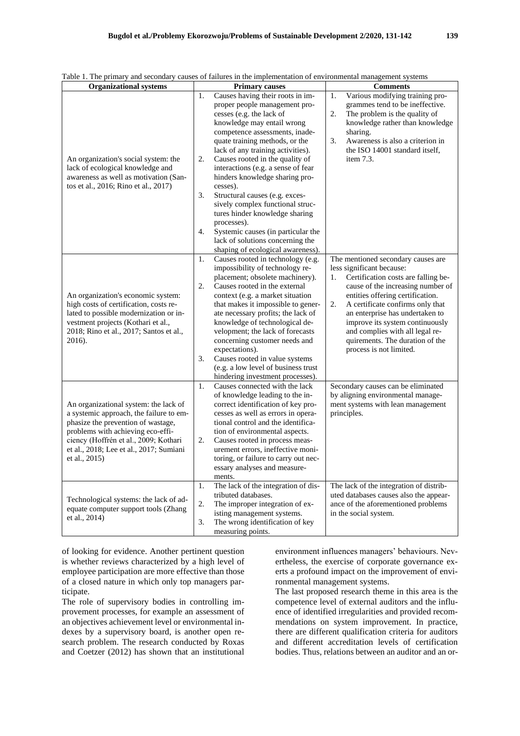Table 1. The primary and secondary causes of failures in the implementation of environmental management systems

| Organizational systems | Primary causes | Comments |
|---|---|---|
| An organization's social system: the lack of ecological knowledge and awareness as well as motivation (Santos et al., 2016; Rino et al., 2017) | 1. Causes having their roots in improper people management processes (e.g. the lack of knowledge may entail wrong competence assessments, inadequate training methods, or the lack of any training activities). 2. Causes rooted in the quality of interactions (e.g. a sense of fear hinders knowledge sharing processes). 3. Structural causes (e.g. excessively complex functional structures hinder knowledge sharing processes). 4. Systemic causes (in particular the lack of solutions concerning the shaping of ecological awareness). | 1. Various modifying training programmes tend to be ineffective. 2. The problem is the quality of knowledge rather than knowledge sharing. 3. Awareness is also a criterion in the ISO 14001 standard itself, item 7.3. |
| An organization's economic system: high costs of certification, costs related to possible modernization or investment projects (Kothari et al., 2018; Rino et al., 2017; Santos et al., 2016). | 1. Causes rooted in technology (e.g. impossibility of technology replacement; obsolete machinery). 2. Causes rooted in the external context (e.g. a market situation that makes it impossible to generate necessary profits; the lack of knowledge of technological development; the lack of forecasts concerning customer needs and expectations). 3. Causes rooted in value systems (e.g. a low level of business trust hindering investment processes). | The mentioned secondary causes are less significant because: 1. Certification costs are falling because of the increasing number of entities offering certification. 2. A certificate confirms only that an enterprise has undertaken to improve its system continuously and complies with all legal requirements. The duration of the process is not limited. |
| An organizational system: the lack of a systemic approach, the failure to emphasize the prevention of wastage, problems with achieving eco-efficiency (Hoffrén et al., 2009; Kothari et al., 2018; Lee et al., 2017; Sumiani et al., 2015) | 1. Causes connected with the lack of knowledge leading to the incorrect identification of key processes as well as errors in operational control and the identification of environmental aspects. 2. Causes rooted in process measurement errors, ineffective monitoring, or failure to carry out necessary analyses and measurements. | Secondary causes can be eliminated by aligning environmental management systems with lean management principles. |
| Technological systems: the lack of adequate computer support tools (Zhang et al., 2014) | 1. The lack of the integration of distributed databases. 2. The improper integration of existing management systems. 3. The wrong identification of key measuring points. | The lack of the integration of distributed databases causes also the appearance of the aforementioned problems in the social system. |

of looking for evidence. Another pertinent question is whether reviews characterized by a high level of employee participation are more effective than those of a closed nature in which only top managers participate.

The role of supervisory bodies in controlling improvement processes, for example an assessment of an objectives achievement level or environmental indexes by a supervisory board, is another open research problem. The research conducted by Roxas and Coetzer (2012) has shown that an institutional environment influences managers' behaviours. Nevertheless, the exercise of corporate governance exerts a profound impact on the improvement of environmental management systems.

The last proposed research theme in this area is the competence level of external auditors and the influence of identified irregularities and provided recommendations on system improvement. In practice, there are different qualification criteria for auditors and different accreditation levels of certification bodies. Thus, relations between an auditor and an or-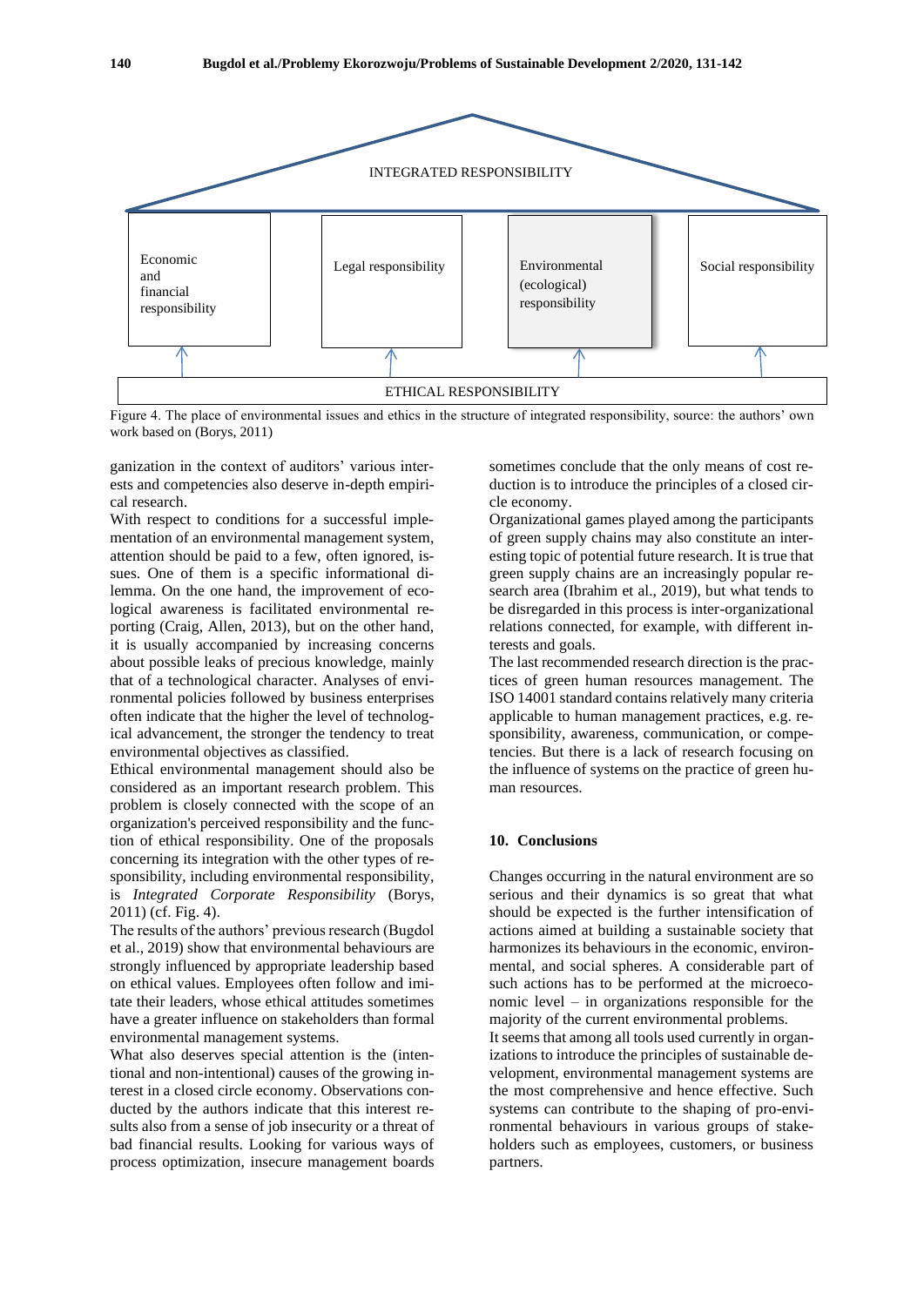INTEGRATED RESPONSIBILITY

Economic and financial responsibility

Legal responsibility

Environmental (ecological) responsibility

Social responsibility

ETHICAL RESPONSIBILITY

Figure 4. The place of environmental issues and ethics in the structure of integrated responsibility, source: the authors' own work based on (Borys, 2011)

ganization in the context of auditors' various interests and competencies also deserve in-depth empirical research.

With respect to conditions for a successful implementation of an environmental management system, attention should be paid to a few, often ignored, issues. One of them is a specific informational dilemma. On the one hand, the improvement of ecological awareness is facilitated environmental reporting (Craig, Allen, 2013), but on the other hand, it is usually accompanied by increasing concerns about possible leaks of precious knowledge, mainly that of a technological character. Analyses of environmental policies followed by business enterprises often indicate that the higher the level of technological advancement, the stronger the tendency to treat environmental objectives as classified.

Ethical environmental management should also be considered as an important research problem. This problem is closely connected with the scope of an organization's perceived responsibility and the function of ethical responsibility. One of the proposals concerning its integration with the other types of responsibility, including environmental responsibility, is *Integrated Corporate Responsibility* (Borys, 2011) (cf. Fig. 4).

The results of the authors' previous research (Bugdol et al., 2019) show that environmental behaviours are strongly influenced by appropriate leadership based on ethical values. Employees often follow and imitate their leaders, whose ethical attitudes sometimes have a greater influence on stakeholders than formal environmental management systems.

What also deserves special attention is the (intentional and non-intentional) causes of the growing interest in a closed circle economy. Observations conducted by the authors indicate that this interest results also from a sense of job insecurity or a threat of bad financial results. Looking for various ways of process optimization, insecure management boards sometimes conclude that the only means of cost reduction is to introduce the principles of a closed circle economy.

Organizational games played among the participants of green supply chains may also constitute an interesting topic of potential future research. It is true that green supply chains are an increasingly popular research area (Ibrahim et al., 2019), but what tends to be disregarded in this process is inter-organizational relations connected, for example, with different interests and goals.

The last recommended research direction is the practices of green human resources management. The ISO 14001 standard contains relatively many criteria applicable to human management practices, e.g. responsibility, awareness, communication, or competencies. But there is a lack of research focusing on the influence of systems on the practice of green human resources.

## 10. Conclusions

Changes occurring in the natural environment are so serious and their dynamics is so great that what should be expected is the further intensification of actions aimed at building a sustainable society that harmonizes its behaviours in the economic, environmental, and social spheres. A considerable part of such actions has to be performed at the microeconomic level – in organizations responsible for the majority of the current environmental problems.

It seems that among all tools used currently in organizations to introduce the principles of sustainable development, environmental management systems are the most comprehensive and hence effective. Such systems can contribute to the shaping of pro-environmental behaviours in various groups of stakeholders such as employees, customers, or business partners.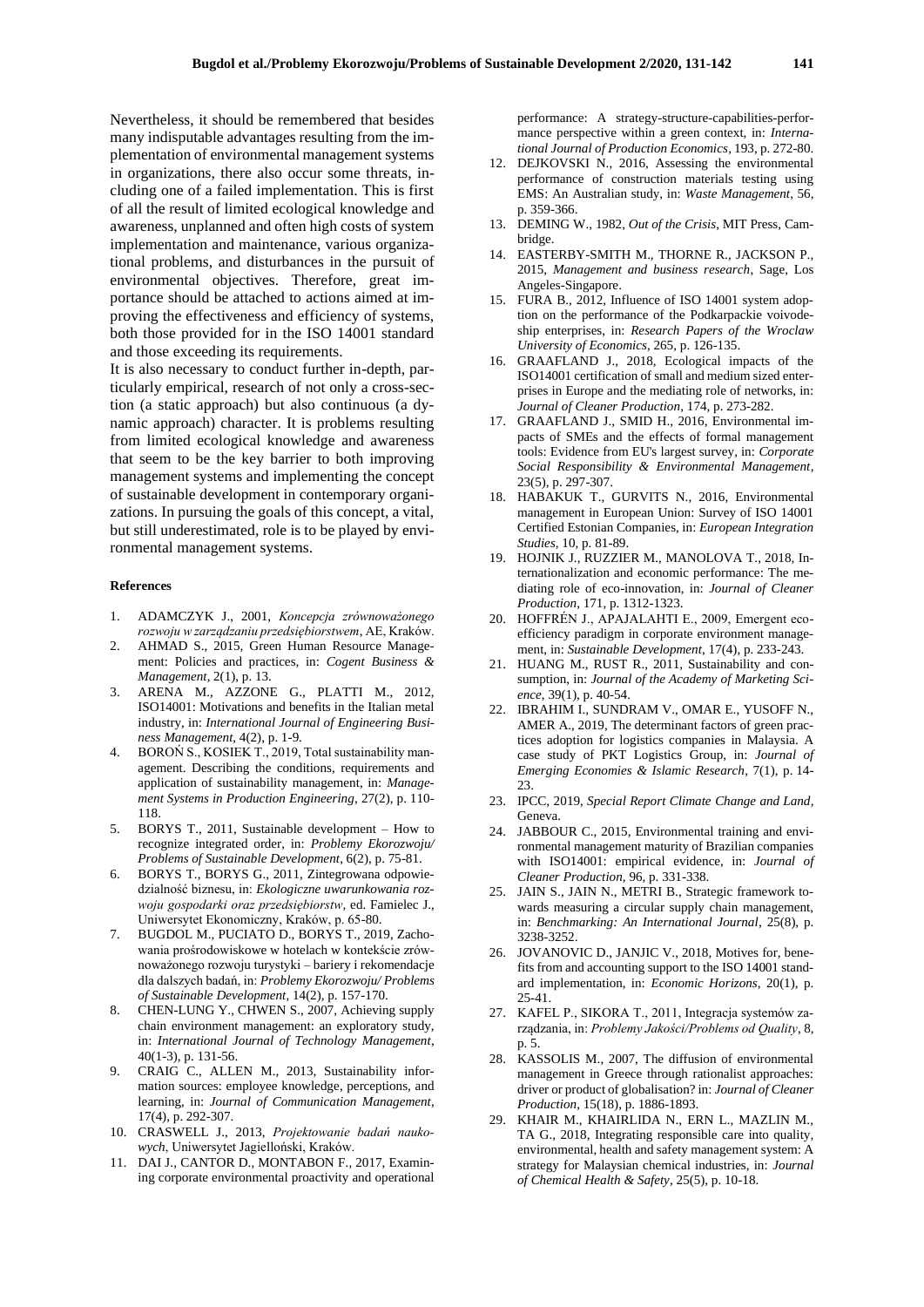Nevertheless, it should be remembered that besides many indisputable advantages resulting from the implementation of environmental management systems in organizations, there also occur some threats, including one of a failed implementation. This is first of all the result of limited ecological knowledge and awareness, unplanned and often high costs of system implementation and maintenance, various organizational problems, and disturbances in the pursuit of environmental objectives. Therefore, great importance should be attached to actions aimed at improving the effectiveness and efficiency of systems, both those provided for in the ISO 14001 standard and those exceeding its requirements.

It is also necessary to conduct further in-depth, particularly empirical, research of not only a cross-section (a static approach) but also continuous (a dynamic approach) character. It is problems resulting from limited ecological knowledge and awareness that seem to be the key barrier to both improving management systems and implementing the concept of sustainable development in contemporary organizations. In pursuing the goals of this concept, a vital, but still underestimated, role is to be played by environmental management systems.

#### References

1. ADAMCZYK J., 2001, *Koncepcja zrównoważonego rozwoju w zarządzaniu przedsiębiorstwem*, AE, Kraków.
2. AHMAD S., 2015, Green Human Resource Management: Policies and practices, in: *Cogent Business & Management*, 2(1), p. 13.
3. ARENA M., AZZONE G., PLATTI M., 2012, ISO14001: Motivations and benefits in the Italian metal industry, in: *International Journal of Engineering Business Management*, 4(2), p. 1-9.
4. BOROŃ S., KOSIEK T., 2019, Total sustainability management. Describing the conditions, requirements and application of sustainability management, in: *Management Systems in Production Engineering*, 27(2), p. 110-118.
5. BORYS T., 2011, Sustainable development – How to recognize integrated order, in: *Problemy Ekorozwoju/ Problems of Sustainable Development*, 6(2), p. 75-81.
6. BORYS T., BORYS G., 2011, Zintegrowana odpowiedzialność biznesu, in: *Ekologiczne uwarunkowania rozwoju gospodarki oraz przedsiębiorstw*, ed. Famielec J., Uniwersytet Ekonomiczny, Kraków, p. 65-80.
7. BUGDOL M., PUCIATO D., BORYS T., 2019, Zachowania prośrodowiskowe w hotelach w kontekście zrównoważonego rozwoju turystyki – bariery i rekomendacje dla dalszych badań, in: *Problemy Ekorozwoju/ Problems of Sustainable Development*, 14(2), p. 157-170.
8. CHEN-LUNG Y., CHWEN S., 2007, Achieving supply chain environment management: an exploratory study, in: *International Journal of Technology Management*, 40(1-3), p. 131-56.
9. CRAIG C., ALLEN M., 2013, Sustainability information sources: employee knowledge, perceptions, and learning, in: *Journal of Communication Management*, 17(4), p. 292-307.
10. CRASWELL J., 2013, *Projektowanie badań naukowych*, Uniwersytet Jagielloński, Kraków.
11. DAI J., CANTOR D., MONTABON F., 2017, Examining corporate environmental proactivity and operational performance: A strategy-structure-capabilities-performance perspective within a green context, in: *International Journal of Production Economics*, 193, p. 272-80.
12. DEJKOVSKI N., 2016, Assessing the environmental performance of construction materials testing using EMS: An Australian study, in: *Waste Management*, 56, p. 359-366.
13. DEMING W., 1982, *Out of the Crisis*, MIT Press, Cambridge.
14. EASTERBY-SMITH M., THORNE R., JACKSON P., 2015, *Management and business research*, Sage, Los Angeles-Singapore.
15. FURA B., 2012, Influence of ISO 14001 system adoption on the performance of the Podkarpackie voivodeship enterprises, in: *Research Papers of the Wroclaw University of Economics*, 265, p. 126-135.
16. GRAAFLAND J., 2018, Ecological impacts of the ISO14001 certification of small and medium sized enterprises in Europe and the mediating role of networks, in: *Journal of Cleaner Production*, 174, p. 273-282.
17. GRAAFLAND J., SMID H., 2016, Environmental impacts of SMEs and the effects of formal management tools: Evidence from EU's largest survey, in: *Corporate Social Responsibility & Environmental Management*, 23(5), p. 297-307.
18. HABAKUK T., GURVITS N., 2016, Environmental management in European Union: Survey of ISO 14001 Certified Estonian Companies, in: *European Integration Studies*, 10, p. 81-89.
19. HOJNIK J., RUZZIER M., MANOLOVA T., 2018, Internationalization and economic performance: The mediating role of eco-innovation, in: *Journal of Cleaner Production*, 171, p. 1312-1323.
20. HOFFRÉN J., APAJALAHTI E., 2009, Emergent eco-efficiency paradigm in corporate environment management, in: *Sustainable Development*, 17(4), p. 233-243.
21. HUANG M., RUST R., 2011, Sustainability and consumption, in: *Journal of the Academy of Marketing Science*, 39(1), p. 40-54.
22. IBRAHIM I., SUNDRAM V., OMAR E., YUSOFF N., AMER A., 2019, The determinant factors of green practices adoption for logistics companies in Malaysia. A case study of PKT Logistics Group, in: *Journal of Emerging Economies & Islamic Research*, 7(1), p. 14-23.
23. IPCC, 2019, *Special Report Climate Change and Land*, Geneva.
24. JABBOUR C., 2015, Environmental training and environmental management maturity of Brazilian companies with ISO14001: empirical evidence, in: *Journal of Cleaner Production*, 96, p. 331-338.
25. JAIN S., JAIN N., METRI B., Strategic framework towards measuring a circular supply chain management, in: *Benchmarking: An International Journal*, 25(8), p. 3238-3252.
26. JOVANOVIC D., JANJIC V., 2018, Motives for, benefits from and accounting support to the ISO 14001 standard implementation, in: *Economic Horizons*, 20(1), p. 25-41.
27. KAFEL P., SIKORA T., 2011, Integracja systemów zarządzania, in: *Problemy Jakości/Problems od Quality*, 8, p. 5.
28. KASSOLIS M., 2007, The diffusion of environmental management in Greece through rationalist approaches: driver or product of globalisation? in: *Journal of Cleaner Production*, 15(18), p. 1886-1893.
29. KHAIR M., KHAIRLIDA N., ERN L., MAZLIN M., TA G., 2018, Integrating responsible care into quality, environmental, health and safety management system: A strategy for Malaysian chemical industries, in: *Journal of Chemical Health & Safety*, 25(5), p. 10-18.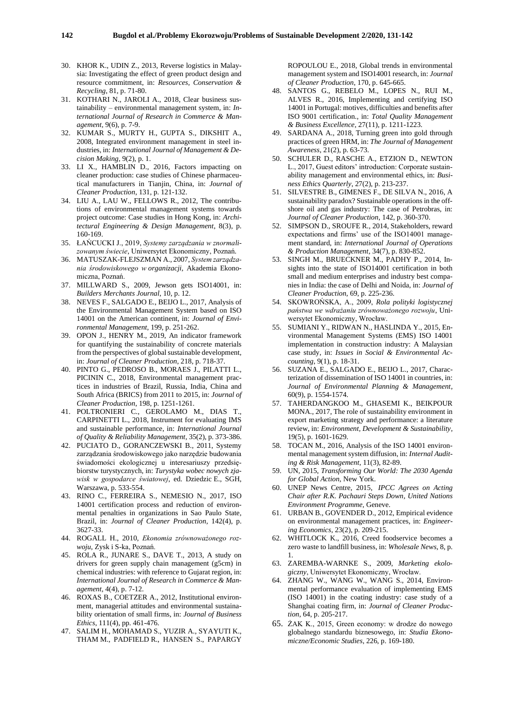30. KHOR K., UDIN Z., 2013, Reverse logistics in Malaysia: Investigating the effect of green product design and resource commitment, in: *Resources, Conservation & Recycling*, 81, p. 71-80.
31. KOTHARI N., JAROLI A., 2018, Clear business sustainability – environmental management system, in: *International Journal of Research in Commerce & Management*, 9(6), p. 7-9.
32. KUMAR S., MURTY H., GUPTA S., DIKSHIT A., 2008, Integrated environment management in steel industries, in: *International Journal of Management & Decision Making*, 9(2), p. 1.
33. LI X., HAMBLIN D., 2016, Factors impacting on cleaner production: case studies of Chinese pharmaceutical manufacturers in Tianjin, China, in: *Journal of Cleaner Production*, 131, p. 121-132.
34. LIU A., LAU W., FELLOWS R., 2012, The contributions of environmental management systems towards project outcome: Case studies in Hong Kong, in: *Architectural Engineering & Design Management*, 8(3), p. 160-169.
35. ŁAŃCUCKI J., 2019, *Systemy zarządzania w znormalizowanym świecie*, Uniwersytet Ekonomiczny, Poznań.
36. MATUSZAK-FLEJSZMAN A., 2007, *System zarządzania środowiskowego w organizacji*, Akademia Ekonomiczna, Poznań.
37. MILLWARD S., 2009, Jewson gets ISO14001, in: *Builders Merchants Journal*, 10, p. 12.
38. NEVES F., SALGADO E., BEIJO L., 2017, Analysis of the Environmental Management System based on ISO 14001 on the American continent, in: *Journal of Environmental Management*, 199, p. 251-262.
39. OPON J., HENRY M., 2019, An indicator framework for quantifying the sustainability of concrete materials from the perspectives of global sustainable development, in: *Journal of Cleaner Production*, 218, p. 718-37.
40. PINTO G., PEDROSO B., MORAES J., PILATTI L., PICININ C., 2018, Environmental management practices in industries of Brazil, Russia, India, China and South Africa (BRICS) from 2011 to 2015, in: *Journal of Cleaner Production*, 198, p. 1251-1261.
41. POLTRONIERI C., GEROLAMO M., DIAS T., CARPINETTI L., 2018, Instrument for evaluating IMS and sustainable performance, in: *International Journal of Quality & Reliability Management*, 35(2), p. 373-386.
42. PUCIATO D., GORANCZEWSKI B., 2011, Systemy zarządzania środowiskowego jako narzędzie budowania świadomości ekologicznej u interesariuszy przedsiębiorstw turystycznych, in: *Turystyka wobec nowych zjawisk w gospodarce światowej*, ed. Dziedzic E., SGH, Warszawa, p. 533-554.
43. RINO C., FERREIRA S., NEMESIO N., 2017, ISO 14001 certification process and reduction of environmental penalties in organizations in Sao Paulo State, Brazil, in: *Journal of Cleaner Production*, 142(4), p. 3627-33.
44. ROGALL H., 2010, *Ekonomia zrównoważonego rozwoju*, Zysk i S-ka, Poznań.
45. ROLA R., JUNARE S., DAVE T., 2013, A study on drivers for green supply chain management (g5cm) in chemical industries: with reference to Gujarat region, in: *International Journal of Research in Commerce & Management*, 4(4), p. 7-12.
46. ROXAS B., COETZER A., 2012, Institutional environment, managerial attitudes and environmental sustainability orientation of small firms, in: *Journal of Business Ethics*, 111(4), pp. 461-476.
47. SALIM H., MOHAMAD S., YUZIR A., SYAYUTI K., THAM M., PADFIELD R., HANSEN S., PAPARGYROPOULOU E., 2018, Global trends in environmental management system and ISO14001 research, in: *Journal of Cleaner Production*, 170, p. 645-665.
48. SANTOS G., REBELO M., LOPES N., RUI M., ALVES R., 2016, Implementing and certifying ISO 14001 in Portugal: motives, difficulties and benefits after ISO 9001 certification., in: *Total Quality Management & Business Excellence*, 27(11), p. 1211-1223.
49. SARDANA A., 2018, Turning green into gold through practices of green HRM, in: *The Journal of Management Awareness*, 21(2), p. 63-73.
50. SCHULER D., RASCHE A., ETZION D., NEWTON L., 2017, Guest editors' introduction: Corporate sustainability management and environmental ethics, in: *Business Ethics Quarterly*, 27(2), p. 213-237.
51. SILVESTRE B., GIMENES F., DE SILVA N., 2016, A sustainability paradox? Sustainable operations in the offshore oil and gas industry: The case of Petrobras, in: *Journal of Cleaner Production*, 142, p. 360-370.
52. SIMPSON D., SROUFE R., 2014, Stakeholders, reward expectations and firms' use of the ISO14001 management standard, in: *International Journal of Operations & Production Management*, 34(7), p. 830-852.
53. SINGH M., BRUECKNER M., PADHY P., 2014, Insights into the state of ISO14001 certification in both small and medium enterprises and industry best companies in India: the case of Delhi and Noida, in: *Journal of Cleaner Production*, 69, p. 225-236.
54. SKOWROŃSKA, A., 2009, *Rola polityki logistycznej państwa we wdrażaniu zrównoważonego rozwoju*, Uniwersytet Ekonomiczny, Wrocław.
55. SUMIANI Y., RIDWAN N., HASLINDA Y., 2015, Environmental Management Systems (EMS) ISO 14001 implementation in construction industry: A Malaysian case study, in: *Issues in Social & Environmental Accounting*, 9(1), p. 18-31.
56. SUZANA E., SALGADO E., BEIJO L., 2017, Characterization of dissemination of ISO 14001 in countries, in: *Journal of Environmental Planning & Management*, 60(9), p. 1554-1574.
57. TAHERDANGKOO M., GHASEMI K., BEIKPOUR MONA., 2017, The role of sustainability environment in export marketing strategy and performance: a literature review, in: *Environment, Development & Sustainability*, 19(5), p. 1601-1629.
58. TOCAN M., 2016, Analysis of the ISO 14001 environmental management system diffusion, in: *Internal Auditing & Risk Management*, 11(3), 82-89.
59. UN, 2015, *Transforming Our World: The 2030 Agenda for Global Action*, New York.
60. UNEP News Centre, 2015, *IPCC Agrees on Acting Chair after R.K. Pachauri Steps Down*, *United Nations Environment Programme*, Geneve.
61. URBAN B., GOVENDER D., 2012, Empirical evidence on environmental management practices, in: *Engineering Economics*, 23(2), p. 209-215.
62. WHITLOCK K., 2016, Creed foodservice becomes a zero waste to landfill business, in: *Wholesale News*, 8, p. 1.
63. ZAREMBA-WARNKE S., 2009, *Marketing ekologiczny*, Uniwersytet Ekonomiczny, Wrocław.
64. ZHANG W., WANG W., WANG S., 2014, Environmental performance evaluation of implementing EMS (ISO 14001) in the coating industry: case study of a Shanghai coating firm, in: *Journal of Cleaner Production*, 64, p. 205-217.
65. ŻAK K., 2015, Green economy: w drodze do nowego globalnego standardu biznesowego, in: *Studia Ekonomiczne/Economic Studies*, 226, p. 169-180.